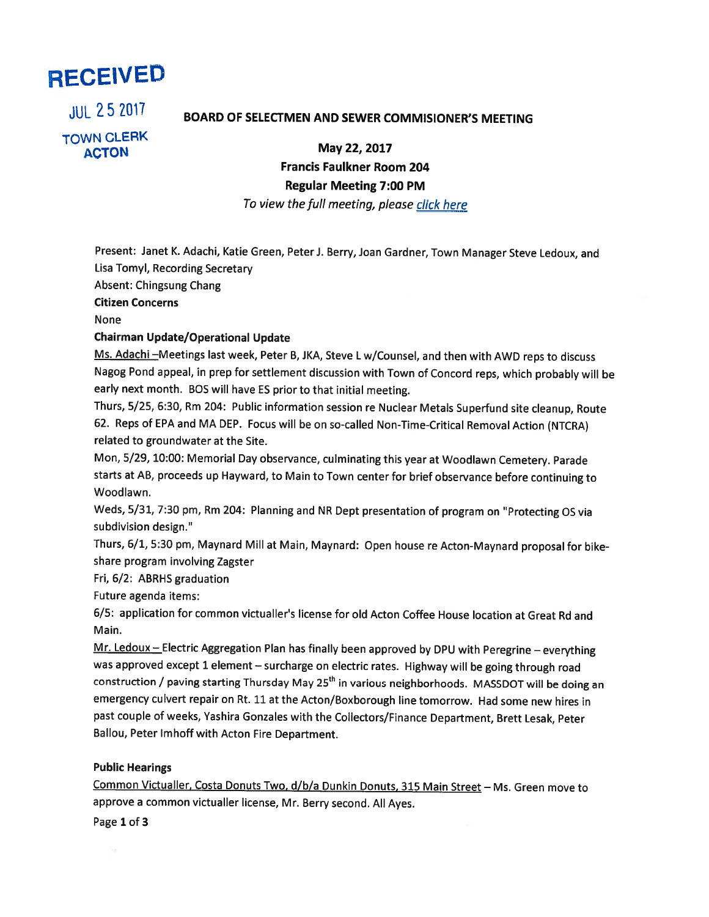RECEIVED

JUL 25 2017

TOWN CLERK
ACTON

**BOARD OF SELECTMEN AND SEWER COMMISIONER'S MEETING**

**May 22, 2017**
**Francis Faulkner Room 204**
**Regular Meeting 7:00 PM**
*To view the full meeting, please click here*

Present: Janet K. Adachi, Katie Green, Peter J. Berry, Joan Gardner, Town Manager Steve Ledoux, and Lisa Tomyl, Recording Secretary

Absent: Chingsung Chang

**Citizen Concerns**

None

**Chairman Update/Operational Update**

Ms. Adachi –Meetings last week, Peter B, JKA, Steve L w/Counsel, and then with AWD reps to discuss Nagog Pond appeal, in prep for settlement discussion with Town of Concord reps, which probably will be early next month. BOS will have ES prior to that initial meeting.

Thurs, 5/25, 6:30, Rm 204: Public information session re Nuclear Metals Superfund site cleanup, Route 62. Reps of EPA and MA DEP. Focus will be on so-called Non-Time-Critical Removal Action (NTCRA) related to groundwater at the Site.

Mon, 5/29, 10:00: Memorial Day observance, culminating this year at Woodlawn Cemetery. Parade starts at AB, proceeds up Hayward, to Main to Town center for brief observance before continuing to Woodlawn.

Weds, 5/31, 7:30 pm, Rm 204: Planning and NR Dept presentation of program on "Protecting OS via subdivision design."

Thurs, 6/1, 5:30 pm, Maynard Mill at Main, Maynard: Open house re Acton-Maynard proposal for bike-share program involving Zagster

Fri, 6/2: ABRHS graduation

Future agenda items:

6/5: application for common victualler's license for old Acton Coffee House location at Great Rd and Main.

Mr. Ledoux – Electric Aggregation Plan has finally been approved by DPU with Peregrine – everything was approved except 1 element – surcharge on electric rates. Highway will be going through road construction / paving starting Thursday May 25th in various neighborhoods. MASSDOT will be doing an emergency culvert repair on Rt. 11 at the Acton/Boxborough line tomorrow. Had some new hires in past couple of weeks, Yashira Gonzales with the Collectors/Finance Department, Brett Lesak, Peter Ballou, Peter Imhoff with Acton Fire Department.

**Public Hearings**

Common Victualler, Costa Donuts Two, d/b/a Dunkin Donuts, 315 Main Street – Ms. Green move to approve a common victualler license, Mr. Berry second. All Ayes.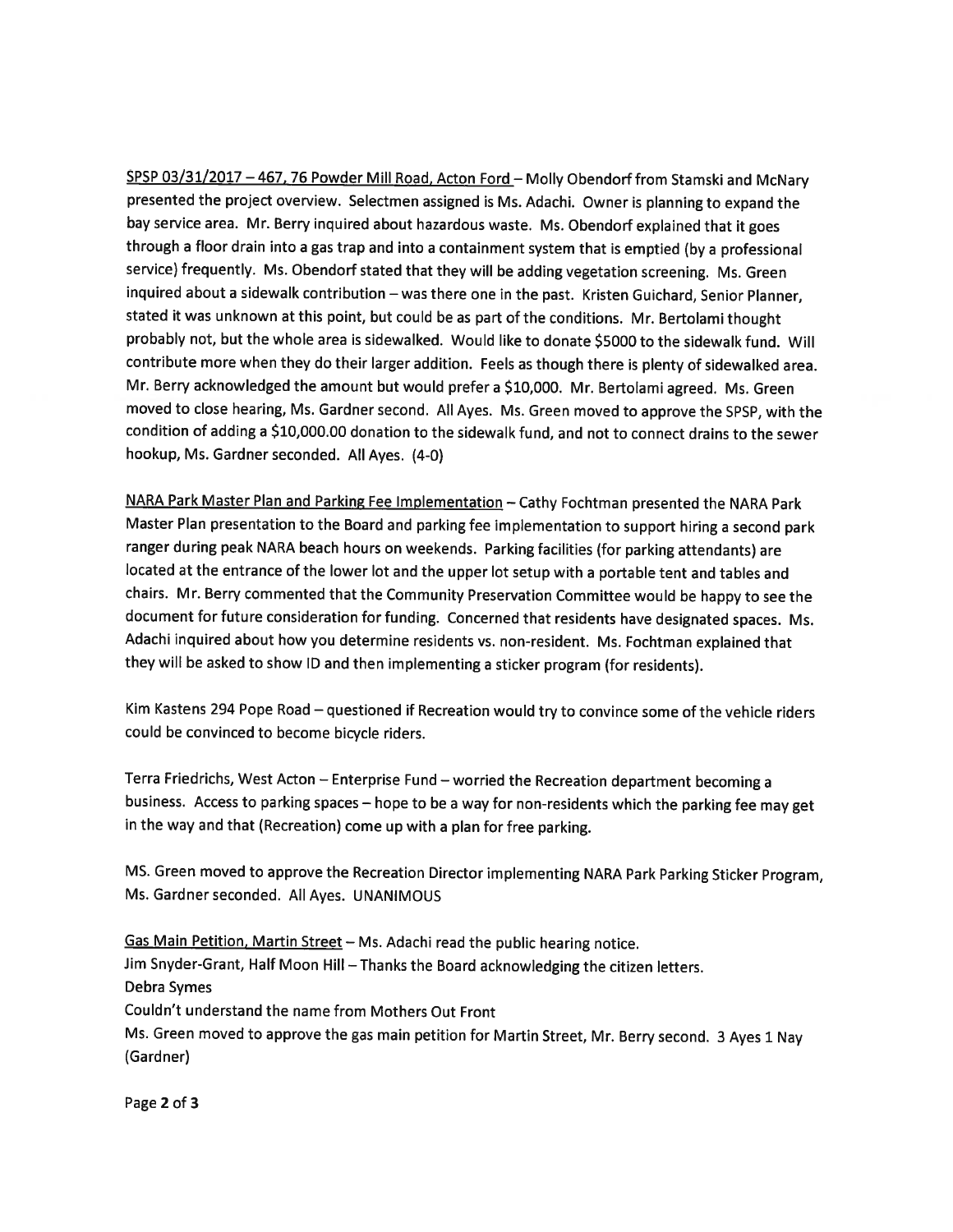<u>SPSP 03/31/2017 – 467, 76 Powder Mill Road, Acton Ford</u> – Molly Obendorf from Stamski and McNary presented the project overview. Selectmen assigned is Ms. Adachi. Owner is planning to expand the bay service area. Mr. Berry inquired about hazardous waste. Ms. Obendorf explained that it goes through a floor drain into a gas trap and into a containment system that is emptied (by a professional service) frequently. Ms. Obendorf stated that they will be adding vegetation screening. Ms. Green inquired about a sidewalk contribution – was there one in the past. Kristen Guichard, Senior Planner, stated it was unknown at this point, but could be as part of the conditions. Mr. Bertolami thought probably not, but the whole area is sidewalked. Would like to donate $5000 to the sidewalk fund. Will contribute more when they do their larger addition. Feels as though there is plenty of sidewalked area. Mr. Berry acknowledged the amount but would prefer a $10,000. Mr. Bertolami agreed. Ms. Green moved to close hearing, Ms. Gardner second. All Ayes. Ms. Green moved to approve the SPSP, with the condition of adding a $10,000.00 donation to the sidewalk fund, and not to connect drains to the sewer hookup, Ms. Gardner seconded. All Ayes. (4-0)

<u>NARA Park Master Plan and Parking Fee Implementation</u> – Cathy Fochtman presented the NARA Park Master Plan presentation to the Board and parking fee implementation to support hiring a second park ranger during peak NARA beach hours on weekends. Parking facilities (for parking attendants) are located at the entrance of the lower lot and the upper lot setup with a portable tent and tables and chairs. Mr. Berry commented that the Community Preservation Committee would be happy to see the document for future consideration for funding. Concerned that residents have designated spaces. Ms. Adachi inquired about how you determine residents vs. non-resident. Ms. Fochtman explained that they will be asked to show ID and then implementing a sticker program (for residents).

Kim Kastens 294 Pope Road – questioned if Recreation would try to convince some of the vehicle riders could be convinced to become bicycle riders.

Terra Friedrichs, West Acton – Enterprise Fund – worried the Recreation department becoming a business. Access to parking spaces – hope to be a way for non-residents which the parking fee may get in the way and that (Recreation) come up with a plan for free parking.

MS. Green moved to approve the Recreation Director implementing NARA Park Parking Sticker Program, Ms. Gardner seconded. All Ayes. UNANIMOUS

<u>Gas Main Petition, Martin Street</u> – Ms. Adachi read the public hearing notice.
Jim Snyder-Grant, Half Moon Hill – Thanks the Board acknowledging the citizen letters.
Debra Symes
Couldn't understand the name from Mothers Out Front
Ms. Green moved to approve the gas main petition for Martin Street, Mr. Berry second. 3 Ayes 1 Nay (Gardner)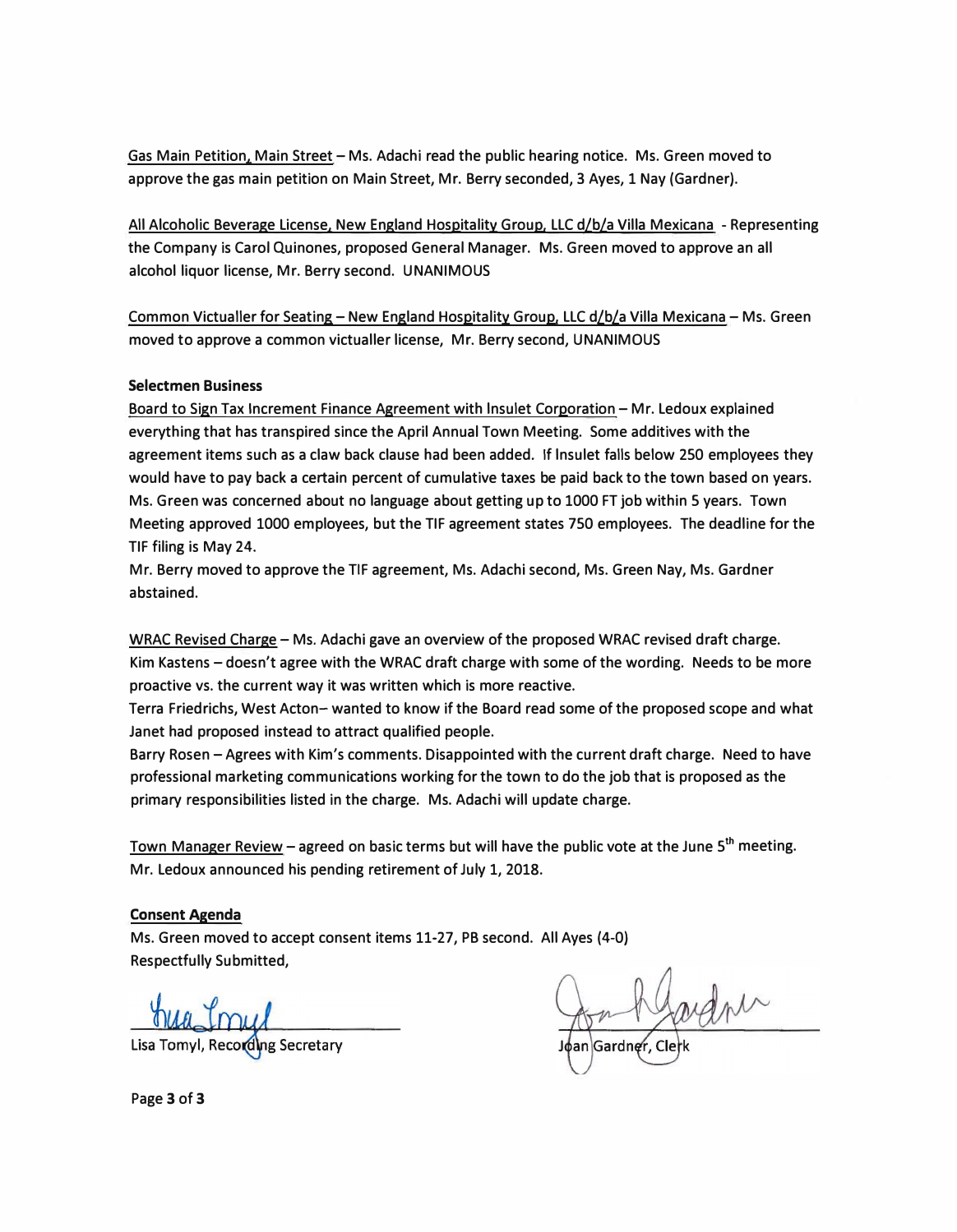Gas Main Petition, Main Street – Ms. Adachi read the public hearing notice. Ms. Green moved to approve the gas main petition on Main Street, Mr. Berry seconded, 3 Ayes, 1 Nay (Gardner).

All Alcoholic Beverage License, New England Hospitality Group, LLC d/b/a Villa Mexicana - Representing the Company is Carol Quinones, proposed General Manager. Ms. Green moved to approve an all alcohol liquor license, Mr. Berry second. UNANIMOUS

Common Victualler for Seating – New England Hospitality Group, LLC d/b/a Villa Mexicana – Ms. Green moved to approve a common victualler license, Mr. Berry second, UNANIMOUS

**Selectmen Business**

Board to Sign Tax Increment Finance Agreement with Insulet Corporation – Mr. Ledoux explained everything that has transpired since the April Annual Town Meeting. Some additives with the agreement items such as a claw back clause had been added. If Insulet falls below 250 employees they would have to pay back a certain percent of cumulative taxes be paid back to the town based on years. Ms. Green was concerned about no language about getting up to 1000 FT job within 5 years. Town Meeting approved 1000 employees, but the TIF agreement states 750 employees. The deadline for the TIF filing is May 24.

Mr. Berry moved to approve the TIF agreement, Ms. Adachi second, Ms. Green Nay, Ms. Gardner abstained.

WRAC Revised Charge – Ms. Adachi gave an overview of the proposed WRAC revised draft charge.
Kim Kastens – doesn't agree with the WRAC draft charge with some of the wording. Needs to be more proactive vs. the current way it was written which is more reactive.
Terra Friedrichs, West Acton– wanted to know if the Board read some of the proposed scope and what Janet had proposed instead to attract qualified people.
Barry Rosen – Agrees with Kim's comments. Disappointed with the current draft charge. Need to have professional marketing communications working for the town to do the job that is proposed as the primary responsibilities listed in the charge. Ms. Adachi will update charge.

Town Manager Review – agreed on basic terms but will have the public vote at the June 5th meeting. Mr. Ledoux announced his pending retirement of July 1, 2018.

**Consent Agenda**

Ms. Green moved to accept consent items 11-27, PB second. All Ayes (4-0)

Respectfully Submitted,

Lisa Tomyl, Recording Secretary

Joan Gardner, Clerk